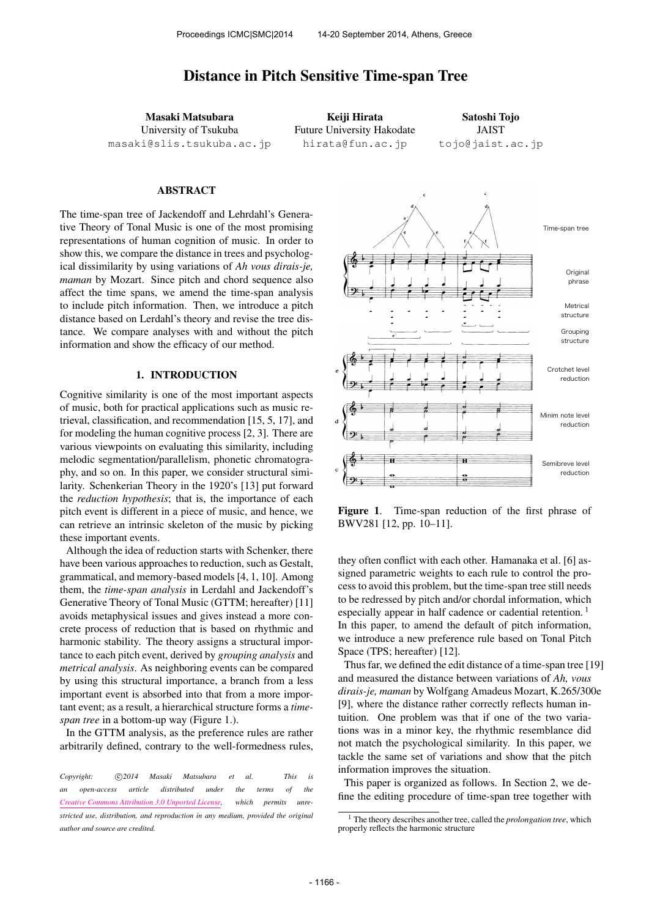# Distance in Pitch Sensitive Time-span Tree

**Masaki Matsubara**
University of Tsukuba
masaki@slis.tsukuba.ac.jp

**Keiji Hirata**
Future University Hakodate
hirata@fun.ac.jp

**Satoshi Tojo**
JAIST
tojo@jaist.ac.jp

## ABSTRACT

The time-span tree of Jackendoff and Lehrdahl's Generative Theory of Tonal Music is one of the most promising representations of human cognition of music. In order to show this, we compare the distance in trees and psychological dissimilarity by using variations of *Ah vous dirais-je, maman* by Mozart. Since pitch and chord sequence also affect the time spans, we amend the time-span analysis to include pitch information. Then, we introduce a pitch distance based on Lerdahl's theory and revise the tree distance. We compare analyses with and without the pitch information and show the efficacy of our method.

## 1. INTRODUCTION

Cognitive similarity is one of the most important aspects of music, both for practical applications such as music retrieval, classification, and recommendation [15, 5, 17], and for modeling the human cognitive process [2, 3]. There are various viewpoints on evaluating this similarity, including melodic segmentation/parallelism, phonetic chromatography, and so on. In this paper, we consider structural similarity. Schenkerian Theory in the 1920's [13] put forward the *reduction hypothesis*; that is, the importance of each pitch event is different in a piece of music, and hence, we can retrieve an intrinsic skeleton of the music by picking these important events.

Although the idea of reduction starts with Schenker, there have been various approaches to reduction, such as Gestalt, grammatical, and memory-based models [4, 1, 10]. Among them, the *time-span analysis* in Lerdahl and Jackendoff's Generative Theory of Tonal Music (GTTM; hereafter) [11] avoids metaphysical issues and gives instead a more concrete process of reduction that is based on rhythmic and harmonic stability. The theory assigns a structural importance to each pitch event, derived by *grouping analysis* and *metrical analysis*. As neighboring events can be compared by using this structural importance, a branch from a less important event is absorbed into that from a more important event; as a result, a hierarchical structure forms a *time-span tree* in a bottom-up way (Figure 1.).

In the GTTM analysis, as the preference rules are rather arbitrarily defined, contrary to the well-formedness rules, they often conflict with each other. Hamanaka et al. [6] assigned parametric weights to each rule to control the process to avoid this problem, but the time-span tree still needs to be redressed by pitch and/or chordal information, which especially appear in half cadence or cadential retention. [1] In this paper, to amend the default of pitch information, we introduce a new preference rule based on Tonal Pitch Space (TPS; hereafter) [12].

Thus far, we defined the edit distance of a time-span tree [19] and measured the distance between variations of *Ah, vous dirais-je, maman* by Wolfgang Amadeus Mozart, K.265/300e [9], where the distance rather correctly reflects human intuition. One problem was that if one of the two variations was in a minor key, the rhythmic resemblance did not match the psychological similarity. In this paper, we tackle the same set of variations and show that the pitch information improves the situation.

This paper is organized as follows. In Section 2, we define the editing procedure of time-span tree together with

**Figure 1**. Time-span reduction of the first phrase of BWV281 [12, pp. 10–11].

[1] The theory describes another tree, called the *prolongation tree*, which properly reflects the harmonic structure

*Copyright: ©2014 Masaki Matsubara et al. This is an open-access article distributed under the terms of the Creative Commons Attribution 3.0 Unported License, which permits unrestricted use, distribution, and reproduction in any medium, provided the original author and source are credited.*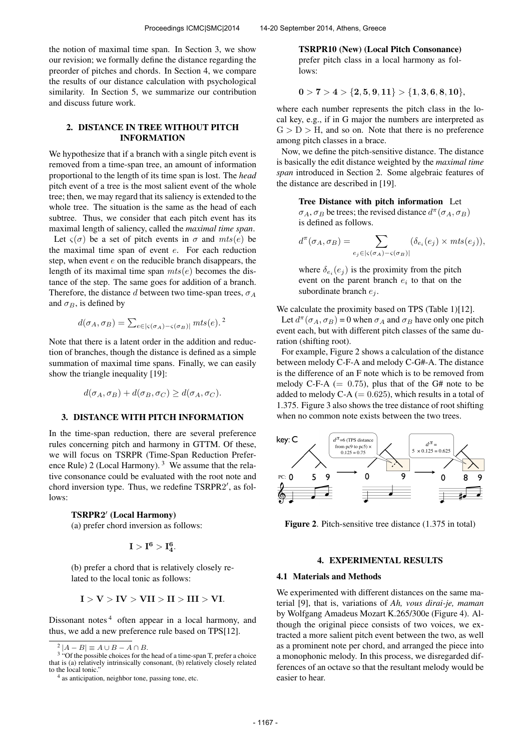the notion of maximal time span. In Section 3, we show our revision; we formally define the distance regarding the preorder of pitches and chords. In Section 4, we compare the results of our distance calculation with psychological similarity. In Section 5, we summarize our contribution and discuss future work.

## 2. DISTANCE IN TREE WITHOUT PITCH INFORMATION

We hypothesize that if a branch with a single pitch event is removed from a time-span tree, an amount of information proportional to the length of its time span is lost. The *head* pitch event of a tree is the most salient event of the whole tree; then, we may regard that its saliency is extended to the whole tree. The situation is the same as the head of each subtree. Thus, we consider that each pitch event has its maximal length of saliency, called the *maximal time span*.

Let $\varsigma(\sigma)$ be a set of pitch events in $\sigma$ and $mts(e)$ be the maximal time span of event $e$. For each reduction step, when event $e$ on the reducible branch disappears, the length of its maximal time span $mts(e)$ becomes the distance of the step. The same goes for addition of a branch. Therefore, the distance $d$ between two time-span trees, $\sigma_A$ and $\sigma_B$, is defined by

$$d(\sigma_A, \sigma_B) = \sum_{e \in |\varsigma(\sigma_A) - \varsigma(\sigma_B)|} mts(e).$$ [2]

Note that there is a latent order in the addition and reduction of branches, though the distance is defined as a simple summation of maximal time spans. Finally, we can easily show the triangle inequality [19]:

$$d(\sigma_A, \sigma_B) + d(\sigma_B, \sigma_C) \geq d(\sigma_A, \sigma_C).$$

## 3. DISTANCE WITH PITCH INFORMATION

In the time-span reduction, there are several preference rules concerning pitch and harmony in GTTM. Of these, we will focus on TSRPR (Time-Span Reduction Preference Rule) 2 (Local Harmony). [3] We assume that the relative consonance could be evaluated with the root note and chord inversion type. Thus, we redefine TSRPR2′, as follows:

> **TSRPR2′ (Local Harmony)**
> (a) prefer chord inversion as follows:
>
> $$\mathbf{I} > \mathbf{I^6} > \mathbf{I^6_4}.$$
>
> (b) prefer a chord that is relatively closely related to the local tonic as follows:
>
> $$\mathbf{I} > \mathbf{V} > \mathbf{IV} > \mathbf{VII} > \mathbf{II} > \mathbf{III} > \mathbf{VI}.$$

Dissonant notes [4] often appear in a local harmony, and thus, we add a new preference rule based on TPS[12].

> **TSRPR10 (New) (Local Pitch Consonance)** prefer pitch class in a local harmony as follows:
>
> $$\mathbf{0} > \mathbf{7} > \mathbf{4} > \{\mathbf{2}, \mathbf{5}, \mathbf{9}, \mathbf{11}\} > \{\mathbf{1}, \mathbf{3}, \mathbf{6}, \mathbf{8}, \mathbf{10}\},$$

where each number represents the pitch class in the local key, e.g., if in G major the numbers are interpreted as G > D > H, and so on. Note that there is no preference among pitch classes in a brace.

Now, we define the pitch-sensitive distance. The distance is basically the edit distance weighted by the *maximal time span* introduced in Section 2. Some algebraic features of the distance are described in [19].

> **Tree Distance with pitch information** Let $\sigma_A, \sigma_B$ be trees; the revised distance $d^\pi(\sigma_A, \sigma_B)$ is defined as follows.
>
> $$d^\pi(\sigma_A, \sigma_B) = \sum_{e_j \in |\varsigma(\sigma_A) - \varsigma(\sigma_B)|} (\delta_{e_i}(e_j) \times mts(e_j)),$$
>
> where $\delta_{e_i}(e_j)$ is the proximity from the pitch event on the parent branch $e_i$ to that on the subordinate branch $e_j$.

We calculate the proximity based on TPS (Table 1)[12].

Let $d^\pi(\sigma_A, \sigma_B) = 0$ when $\sigma_A$ and $\sigma_B$ have only one pitch event each, but with different pitch classes of the same duration (shifting root).

For example, Figure 2 shows a calculation of the distance between melody C-F-A and melody C-G#-A. The distance is the difference of an F note which is to be removed from melody C-F-A ($= 0.75$), plus that of the G# note to be added to melody C-A ($= 0.625$), which results in a total of 1.375. Figure 3 also shows the tree distance of root shifting when no common note exists between the two trees.

Figure 2. Pitch-sensitive tree distance (1.375 in total)

## 4. EXPERIMENTAL RESULTS

### 4.1 Materials and Methods

We experimented with different distances on the same material [9], that is, variations of *Ah, vous dirai-je, maman* by Wolfgang Amadeus Mozart K.265/300e (Figure 4). Although the original piece consists of two voices, we extracted a more salient pitch event between the two, as well as a prominent note per chord, and arranged the piece into a monophonic melody. In this process, we disregarded differences of an octave so that the resultant melody would be easier to hear.

---

[2] $|A - B| \equiv A \cup B - A \cap B$.

[3] "Of the possible choices for the head of a time-span T, prefer a choice that is (a) relatively intrinsically consonant, (b) relatively closely related to the local tonic."

[4] as anticipation, neighbor tone, passing tone, etc.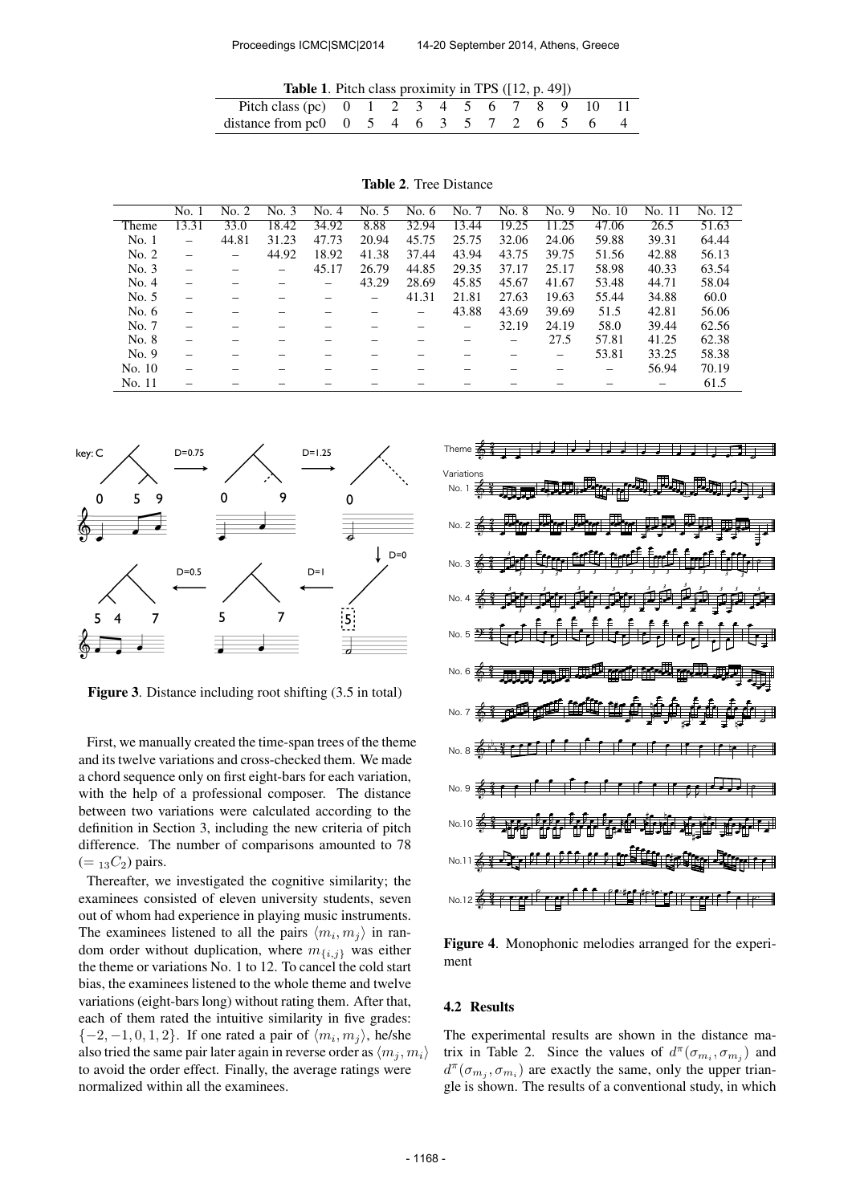**Table 1**. Pitch class proximity in TPS ([12, p. 49])

| Pitch class (pc) | 0 | 1 | 2 | 3 | 4 | 5 | 6 | 7 | 8 | 9 | 10 | 11 |
|---|---|---|---|---|---|---|---|---|---|---|---|---|
| distance from pc0 | 0 | 5 | 4 | 6 | 3 | 5 | 7 | 2 | 6 | 5 | 6 | 4 |

**Table 2**. Tree Distance

| | No. 1 | No. 2 | No. 3 | No. 4 | No. 5 | No. 6 | No. 7 | No. 8 | No. 9 | No. 10 | No. 11 | No. 12 |
|---|---|---|---|---|---|---|---|---|---|---|---|---|
| Theme | 13.31 | 33.0 | 18.42 | 34.92 | 8.88 | 32.94 | 13.44 | 19.25 | 11.25 | 47.06 | 26.5 | 51.63 |
| No. 1 | – | 44.81 | 31.23 | 47.73 | 20.94 | 45.75 | 25.75 | 32.06 | 24.06 | 59.88 | 39.31 | 64.44 |
| No. 2 | – | – | 44.92 | 18.92 | 41.38 | 37.44 | 43.94 | 43.75 | 39.75 | 51.56 | 42.88 | 56.13 |
| No. 3 | – | – | – | 45.17 | 26.79 | 44.85 | 29.35 | 37.17 | 25.17 | 58.98 | 40.33 | 63.54 |
| No. 4 | – | – | – | – | 43.29 | 28.69 | 45.85 | 45.67 | 41.67 | 53.48 | 44.71 | 58.04 |
| No. 5 | – | – | – | – | – | 41.31 | 21.81 | 27.63 | 19.63 | 55.44 | 34.88 | 60.0 |
| No. 6 | – | – | – | – | – | – | 43.88 | 43.69 | 39.69 | 51.5 | 42.81 | 56.06 |
| No. 7 | – | – | – | – | – | – | – | 32.19 | 24.19 | 58.0 | 39.44 | 62.56 |
| No. 8 | – | – | – | – | – | – | – | – | 27.5 | 57.81 | 41.25 | 62.38 |
| No. 9 | – | – | – | – | – | – | – | – | – | 53.81 | 33.25 | 58.38 |
| No. 10 | – | – | – | – | – | – | – | – | – | – | 56.94 | 70.19 |
| No. 11 | – | – | – | – | – | – | – | – | – | – | – | 61.5 |

**Figure 3**. Distance including root shifting (3.5 in total)

First, we manually created the time-span trees of the theme and its twelve variations and cross-checked them. We made a chord sequence only on first eight-bars for each variation, with the help of a professional composer. The distance between two variations were calculated according to the definition in Section 3, including the new criteria of pitch difference. The number of comparisons amounted to 78 ($= {}_{13}C_2$) pairs.

Thereafter, we investigated the cognitive similarity; the examinees consisted of eleven university students, seven out of whom had experience in playing music instruments. The examinees listened to all the pairs $\langle m_i, m_j \rangle$ in random order without duplication, where $m_{\{i,j\}}$ was either the theme or variations No. 1 to 12. To cancel the cold start bias, the examinees listened to the whole theme and twelve variations (eight-bars long) without rating them. After that, each of them rated the intuitive similarity in five grades: $\{-2, -1, 0, 1, 2\}$. If one rated a pair of $\langle m_i, m_j \rangle$, he/she also tried the same pair later again in reverse order as $\langle m_j, m_i \rangle$ to avoid the order effect. Finally, the average ratings were normalized within all the examinees.

**Figure 4**. Monophonic melodies arranged for the experiment

### 4.2 Results

The experimental results are shown in the distance matrix in Table 2. Since the values of $d^{\pi}(\sigma_{m_i}, \sigma_{m_j})$ and $d^{\pi}(\sigma_{m_j}, \sigma_{m_i})$ are exactly the same, only the upper triangle is shown. The results of a conventional study, in which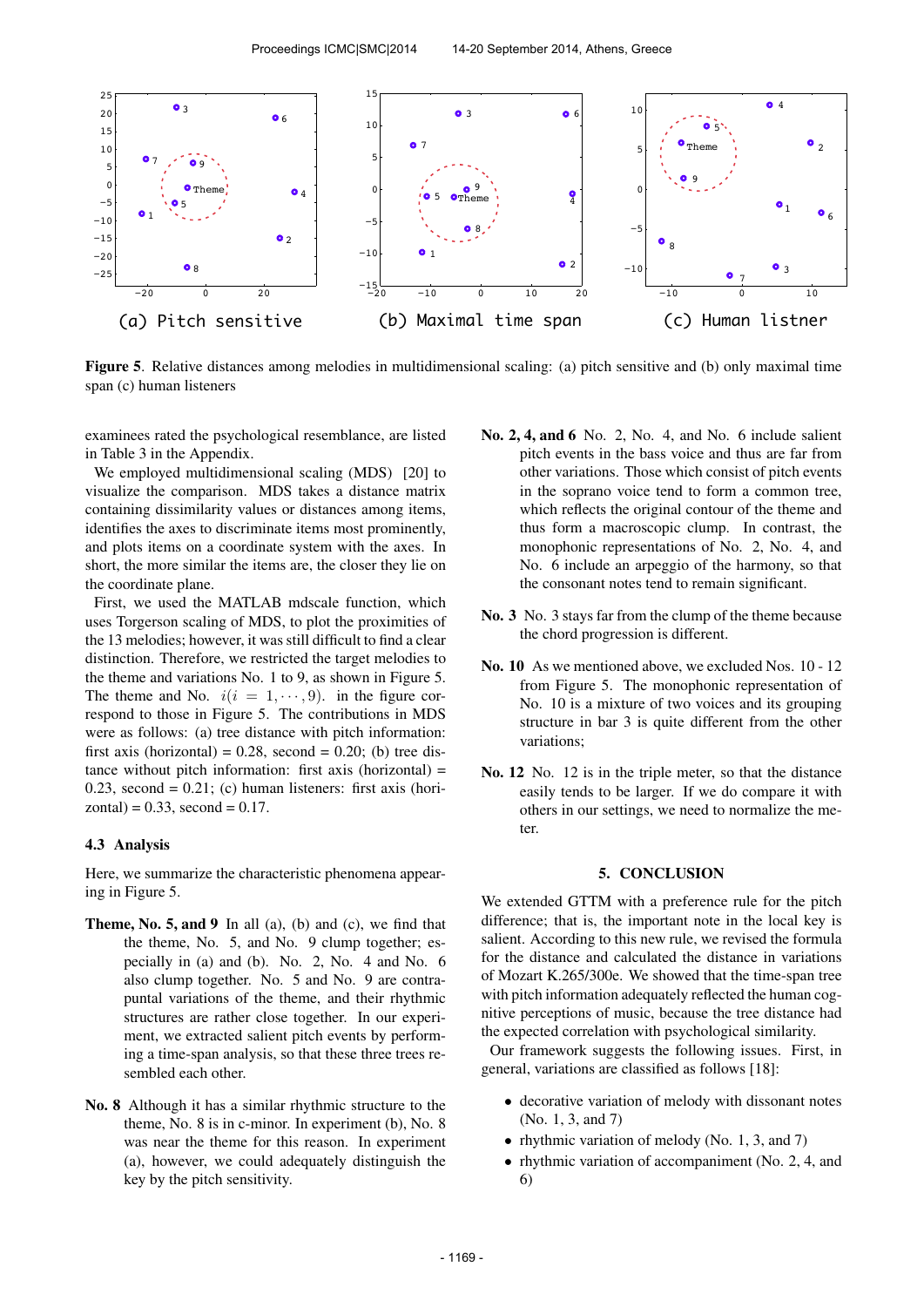**Figure 5**. Relative distances among melodies in multidimensional scaling: (a) pitch sensitive and (b) only maximal time span (c) human listeners

examinees rated the psychological resemblance, are listed in Table 3 in the Appendix.

We employed multidimensional scaling (MDS) [20] to visualize the comparison. MDS takes a distance matrix containing dissimilarity values or distances among items, identifies the axes to discriminate items most prominently, and plots items on a coordinate system with the axes. In short, the more similar the items are, the closer they lie on the coordinate plane.

First, we used the MATLAB mdscale function, which uses Torgerson scaling of MDS, to plot the proximities of the 13 melodies; however, it was still difficult to find a clear distinction. Therefore, we restricted the target melodies to the theme and variations No. 1 to 9, as shown in Figure 5. The theme and No. $i(i = 1, \cdots, 9)$. in the figure correspond to those in Figure 5. The contributions in MDS were as follows: (a) tree distance with pitch information: first axis (horizontal) = 0.28, second = 0.20; (b) tree distance without pitch information: first axis (horizontal) = 0.23, second = 0.21; (c) human listeners: first axis (horizontal) = 0.33, second = 0.17.

### 4.3 Analysis

Here, we summarize the characteristic phenomena appearing in Figure 5.

**Theme, No. 5, and 9** In all (a), (b) and (c), we find that the theme, No. 5, and No. 9 clump together; especially in (a) and (b). No. 2, No. 4 and No. 6 also clump together. No. 5 and No. 9 are contrapuntal variations of the theme, and their rhythmic structures are rather close together. In our experiment, we extracted salient pitch events by performing a time-span analysis, so that these three trees resembled each other.

**No. 8** Although it has a similar rhythmic structure to the theme, No. 8 is in c-minor. In experiment (b), No. 8 was near the theme for this reason. In experiment (a), however, we could adequately distinguish the key by the pitch sensitivity.

**No. 2, 4, and 6** No. 2, No. 4, and No. 6 include salient pitch events in the bass voice and thus are far from other variations. Those which consist of pitch events in the soprano voice tend to form a common tree, which reflects the original contour of the theme and thus form a macroscopic clump. In contrast, the monophonic representations of No. 2, No. 4, and No. 6 include an arpeggio of the harmony, so that the consonant notes tend to remain significant.

**No. 3** No. 3 stays far from the clump of the theme because the chord progression is different.

**No. 10** As we mentioned above, we excluded Nos. 10 - 12 from Figure 5. The monophonic representation of No. 10 is a mixture of two voices and its grouping structure in bar 3 is quite different from the other variations;

**No. 12** No. 12 is in the triple meter, so that the distance easily tends to be larger. If we do compare it with others in our settings, we need to normalize the meter.

## 5. CONCLUSION

We extended GTTM with a preference rule for the pitch difference; that is, the important note in the local key is salient. According to this new rule, we revised the formula for the distance and calculated the distance in variations of Mozart K.265/300e. We showed that the time-span tree with pitch information adequately reflected the human cognitive perceptions of music, because the tree distance had the expected correlation with psychological similarity.

Our framework suggests the following issues. First, in general, variations are classified as follows [18]:

- decorative variation of melody with dissonant notes (No. 1, 3, and 7)
- rhythmic variation of melody (No. 1, 3, and 7)
- rhythmic variation of accompaniment (No. 2, 4, and 6)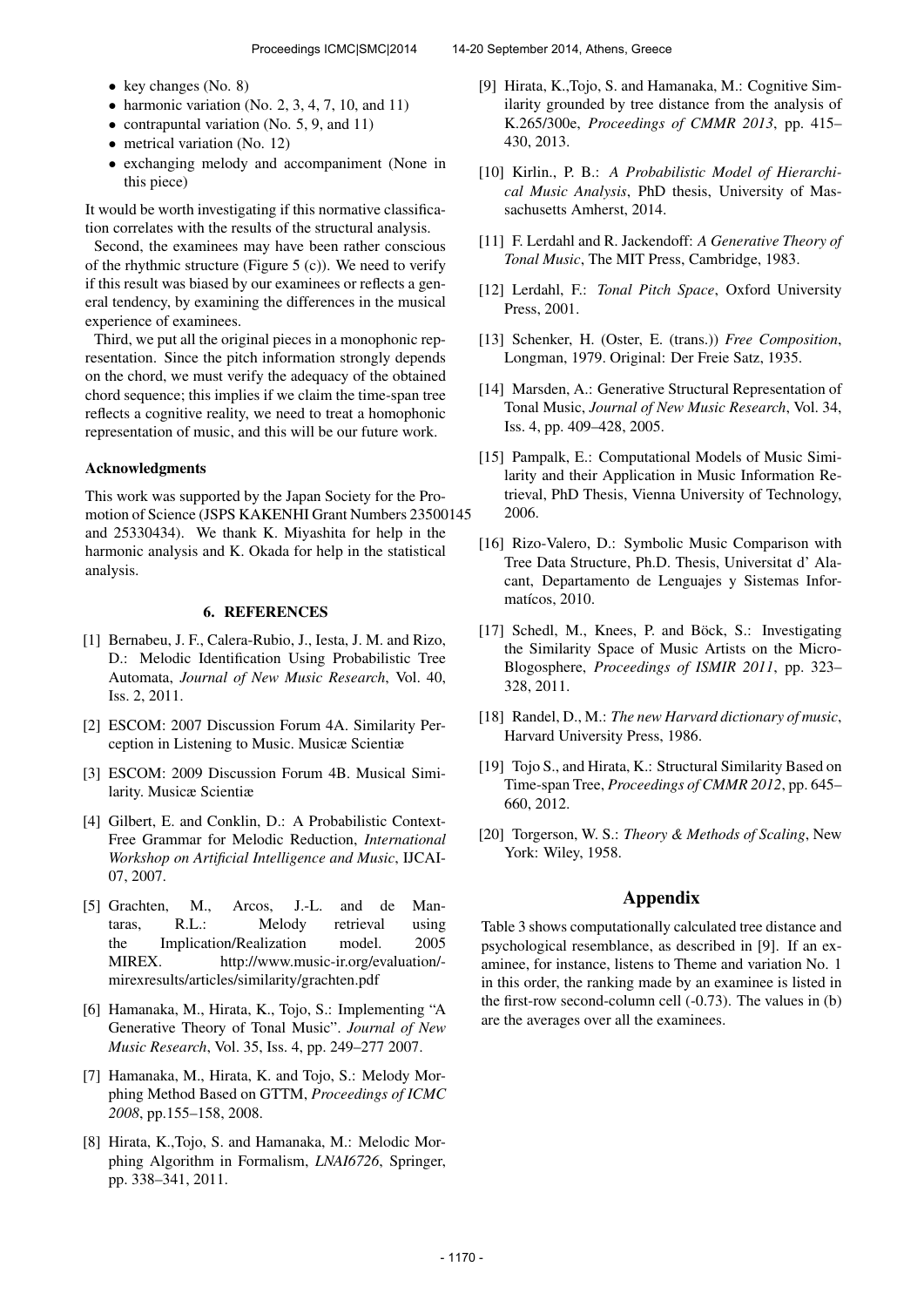- key changes (No. 8)
- harmonic variation (No. 2, 3, 4, 7, 10, and 11)
- contrapuntal variation (No. 5, 9, and 11)
- metrical variation (No. 12)
- exchanging melody and accompaniment (None in this piece)

It would be worth investigating if this normative classification correlates with the results of the structural analysis.

Second, the examinees may have been rather conscious of the rhythmic structure (Figure 5 (c)). We need to verify if this result was biased by our examinees or reflects a general tendency, by examining the differences in the musical experience of examinees.

Third, we put all the original pieces in a monophonic representation. Since the pitch information strongly depends on the chord, we must verify the adequacy of the obtained chord sequence; this implies if we claim the time-span tree reflects a cognitive reality, we need to treat a homophonic representation of music, and this will be our future work.

### Acknowledgments

This work was supported by the Japan Society for the Promotion of Science (JSPS KAKENHI Grant Numbers 23500145 and 25330434). We thank K. Miyashita for help in the harmonic analysis and K. Okada for help in the statistical analysis.

## 6. REFERENCES

[1] Bernabeu, J. F., Calera-Rubio, J., Iesta, J. M. and Rizo, D.: Melodic Identification Using Probabilistic Tree Automata, *Journal of New Music Research*, Vol. 40, Iss. 2, 2011.

[2] ESCOM: 2007 Discussion Forum 4A. Similarity Perception in Listening to Music. Musicæ Scientiæ

[3] ESCOM: 2009 Discussion Forum 4B. Musical Similarity. Musicæ Scientiæ

[4] Gilbert, E. and Conklin, D.: A Probabilistic Context-Free Grammar for Melodic Reduction, *International Workshop on Artificial Intelligence and Music*, IJCAI-07, 2007.

[5] Grachten, M., Arcos, J.-L. and de Mantaras, R.L.: Melody retrieval using the Implication/Realization model. 2005 MIREX. http://www.music-ir.org/evaluation/-mirexresults/articles/similarity/grachten.pdf

[6] Hamanaka, M., Hirata, K., Tojo, S.: Implementing "A Generative Theory of Tonal Music". *Journal of New Music Research*, Vol. 35, Iss. 4, pp. 249–277 2007.

[7] Hamanaka, M., Hirata, K. and Tojo, S.: Melody Morphing Method Based on GTTM, *Proceedings of ICMC 2008*, pp.155–158, 2008.

[8] Hirata, K.,Tojo, S. and Hamanaka, M.: Melodic Morphing Algorithm in Formalism, *LNAI6726*, Springer, pp. 338–341, 2011.

[9] Hirata, K.,Tojo, S. and Hamanaka, M.: Cognitive Similarity grounded by tree distance from the analysis of K.265/300e, *Proceedings of CMMR 2013*, pp. 415–430, 2013.

[10] Kirlin., P. B.: *A Probabilistic Model of Hierarchical Music Analysis*, PhD thesis, University of Massachusetts Amherst, 2014.

[11] F. Lerdahl and R. Jackendoff: *A Generative Theory of Tonal Music*, The MIT Press, Cambridge, 1983.

[12] Lerdahl, F.: *Tonal Pitch Space*, Oxford University Press, 2001.

[13] Schenker, H. (Oster, E. (trans.)) *Free Composition*, Longman, 1979. Original: Der Freie Satz, 1935.

[14] Marsden, A.: Generative Structural Representation of Tonal Music, *Journal of New Music Research*, Vol. 34, Iss. 4, pp. 409–428, 2005.

[15] Pampalk, E.: Computational Models of Music Similarity and their Application in Music Information Retrieval, PhD Thesis, Vienna University of Technology, 2006.

[16] Rizo-Valero, D.: Symbolic Music Comparison with Tree Data Structure, Ph.D. Thesis, Universitat d' Alacant, Departamento de Lenguajes y Sistemas Informatícos, 2010.

[17] Schedl, M., Knees, P. and Böck, S.: Investigating the Similarity Space of Music Artists on the Micro-Blogosphere, *Proceedings of ISMIR 2011*, pp. 323–328, 2011.

[18] Randel, D., M.: *The new Harvard dictionary of music*, Harvard University Press, 1986.

[19] Tojo S., and Hirata, K.: Structural Similarity Based on Time-span Tree, *Proceedings of CMMR 2012*, pp. 645–660, 2012.

[20] Torgerson, W. S.: *Theory & Methods of Scaling*, New York: Wiley, 1958.

## Appendix

Table 3 shows computationally calculated tree distance and psychological resemblance, as described in [9]. If an examinee, for instance, listens to Theme and variation No. 1 in this order, the ranking made by an examinee is listed in the first-row second-column cell (-0.73). The values in (b) are the averages over all the examinees.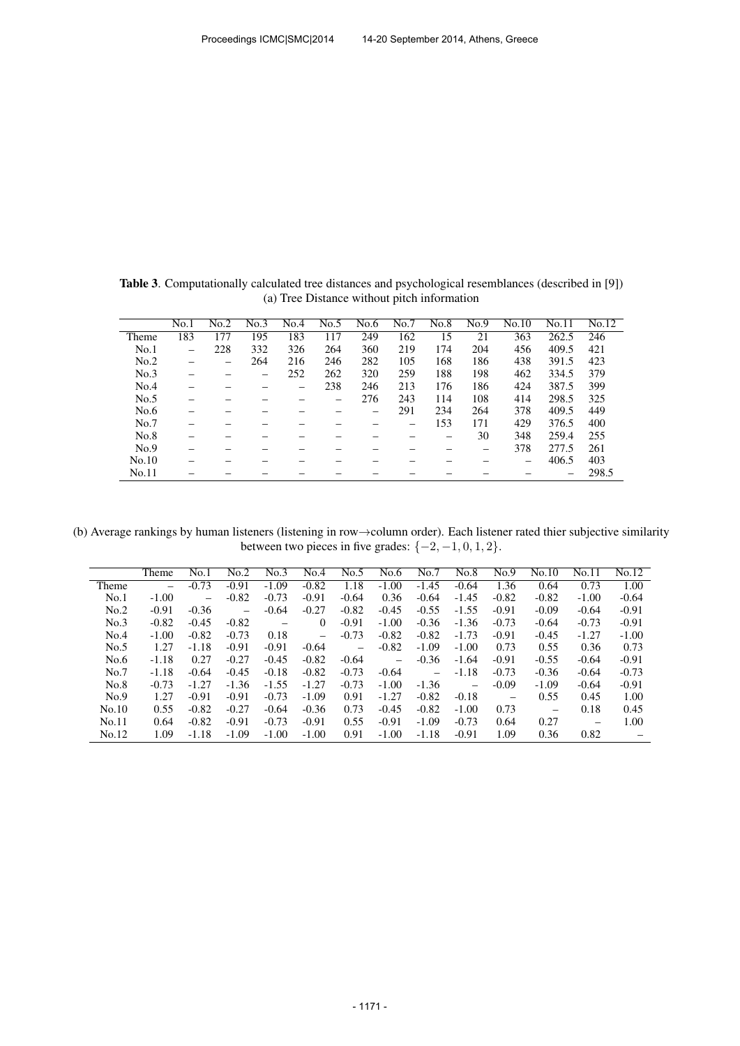**Table 3**. Computationally calculated tree distances and psychological resemblances (described in [9])
(a) Tree Distance without pitch information

| | No.1 | No.2 | No.3 | No.4 | No.5 | No.6 | No.7 | No.8 | No.9 | No.10 | No.11 | No.12 |
|---|---|---|---|---|---|---|---|---|---|---|---|---|
| Theme | 183 | 177 | 195 | 183 | 117 | 249 | 162 | 15 | 21 | 363 | 262.5 | 246 |
| No.1 | – | 228 | 332 | 326 | 264 | 360 | 219 | 174 | 204 | 456 | 409.5 | 421 |
| No.2 | – | – | 264 | 216 | 246 | 282 | 105 | 168 | 186 | 438 | 391.5 | 423 |
| No.3 | – | – | – | 252 | 262 | 320 | 259 | 188 | 198 | 462 | 334.5 | 379 |
| No.4 | – | – | – | – | 238 | 246 | 213 | 176 | 186 | 424 | 387.5 | 399 |
| No.5 | – | – | – | – | – | 276 | 243 | 114 | 108 | 414 | 298.5 | 325 |
| No.6 | – | – | – | – | – | – | 291 | 234 | 264 | 378 | 409.5 | 449 |
| No.7 | – | – | – | – | – | – | – | 153 | 171 | 429 | 376.5 | 400 |
| No.8 | – | – | – | – | – | – | – | – | 30 | 348 | 259.4 | 255 |
| No.9 | – | – | – | – | – | – | – | – | – | 378 | 277.5 | 261 |
| No.10 | – | – | – | – | – | – | – | – | – | – | 406.5 | 403 |
| No.11 | – | – | – | – | – | – | – | – | – | – | – | 298.5 |

(b) Average rankings by human listeners (listening in row→column order). Each listener rated thier subjective similarity between two pieces in five grades: $\{-2, -1, 0, 1, 2\}$.

| | Theme | No.1 | No.2 | No.3 | No.4 | No.5 | No.6 | No.7 | No.8 | No.9 | No.10 | No.11 | No.12 |
|---|---|---|---|---|---|---|---|---|---|---|---|---|---|
| Theme | – | -0.73 | -0.91 | -1.09 | -0.82 | 1.18 | -1.00 | -1.45 | -0.64 | 1.36 | 0.64 | 0.73 | 1.00 |
| No.1 | -1.00 | – | -0.82 | -0.73 | -0.91 | -0.64 | 0.36 | -0.64 | -1.45 | -0.82 | -0.82 | -1.00 | -0.64 |
| No.2 | -0.91 | -0.36 | – | -0.64 | -0.27 | -0.82 | -0.45 | -0.55 | -1.55 | -0.91 | -0.09 | -0.64 | -0.91 |
| No.3 | -0.82 | -0.45 | -0.82 | – | 0 | -0.91 | -1.00 | -0.36 | -1.36 | -0.73 | -0.64 | -0.73 | -0.91 |
| No.4 | -1.00 | -0.82 | -0.73 | 0.18 | – | -0.73 | -0.82 | -0.82 | -1.73 | -0.91 | -0.45 | -1.27 | -1.00 |
| No.5 | 1.27 | -1.18 | -0.91 | -0.91 | -0.64 | – | -0.82 | -1.09 | -1.00 | 0.73 | 0.55 | 0.36 | 0.73 |
| No.6 | -1.18 | 0.27 | -0.27 | -0.45 | -0.82 | -0.64 | – | -0.36 | -1.64 | -0.91 | -0.55 | -0.64 | -0.91 |
| No.7 | -1.18 | -0.64 | -0.45 | -0.18 | -0.82 | -0.73 | -0.64 | – | -1.18 | -0.73 | -0.36 | -0.64 | -0.73 |
| No.8 | -0.73 | -1.27 | -1.36 | -1.55 | -1.27 | -0.73 | -1.00 | -1.36 | – | -0.09 | -1.09 | -0.64 | -0.91 |
| No.9 | 1.27 | -0.91 | -0.91 | -0.73 | -1.09 | 0.91 | -1.27 | -0.82 | -0.18 | – | 0.55 | 0.45 | 1.00 |
| No.10 | 0.55 | -0.82 | -0.27 | -0.64 | -0.36 | 0.73 | -0.45 | -0.82 | -1.00 | 0.73 | – | 0.18 | 0.45 |
| No.11 | 0.64 | -0.82 | -0.91 | -0.73 | -0.91 | 0.55 | -0.91 | -1.09 | -0.73 | 0.64 | 0.27 | – | 1.00 |
| No.12 | 1.09 | -1.18 | -1.09 | -1.00 | -1.00 | 0.91 | -1.00 | -1.18 | -0.91 | 1.09 | 0.36 | 0.82 | – |